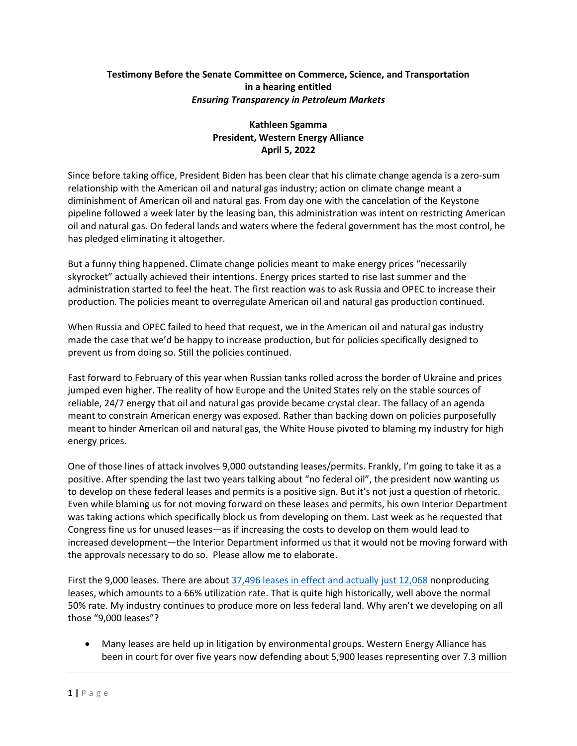**Testimony Before the Senate Committee on Commerce, Science, and Transportation in a hearing entitled *Ensuring Transparency in Petroleum Markets***

**Kathleen Sgamma**
**President, Western Energy Alliance**
**April 5, 2022**

Since before taking office, President Biden has been clear that his climate change agenda is a zero-sum relationship with the American oil and natural gas industry; action on climate change meant a diminishment of American oil and natural gas. From day one with the cancelation of the Keystone pipeline followed a week later by the leasing ban, this administration was intent on restricting American oil and natural gas. On federal lands and waters where the federal government has the most control, he has pledged eliminating it altogether.

But a funny thing happened. Climate change policies meant to make energy prices "necessarily skyrocket" actually achieved their intentions. Energy prices started to rise last summer and the administration started to feel the heat. The first reaction was to ask Russia and OPEC to increase their production. The policies meant to overregulate American oil and natural gas production continued.

When Russia and OPEC failed to heed that request, we in the American oil and natural gas industry made the case that we'd be happy to increase production, but for policies specifically designed to prevent us from doing so. Still the policies continued.

Fast forward to February of this year when Russian tanks rolled across the border of Ukraine and prices jumped even higher. The reality of how Europe and the United States rely on the stable sources of reliable, 24/7 energy that oil and natural gas provide became crystal clear. The fallacy of an agenda meant to constrain American energy was exposed. Rather than backing down on policies purposefully meant to hinder American oil and natural gas, the White House pivoted to blaming my industry for high energy prices.

One of those lines of attack involves 9,000 outstanding leases/permits. Frankly, I'm going to take it as a positive. After spending the last two years talking about "no federal oil", the president now wanting us to develop on these federal leases and permits is a positive sign. But it's not just a question of rhetoric. Even while blaming us for not moving forward on these leases and permits, his own Interior Department was taking actions which specifically block us from developing on them. Last week as he requested that Congress fine us for unused leases—as if increasing the costs to develop on them would lead to increased development—the Interior Department informed us that it would not be moving forward with the approvals necessary to do so. Please allow me to elaborate.

First the 9,000 leases. There are about 37,496 leases in effect and actually just 12,068 nonproducing leases, which amounts to a 66% utilization rate. That is quite high historically, well above the normal 50% rate. My industry continues to produce more on less federal land. Why aren't we developing on all those "9,000 leases"?

- Many leases are held up in litigation by environmental groups. Western Energy Alliance has been in court for over five years now defending about 5,900 leases representing over 7.3 million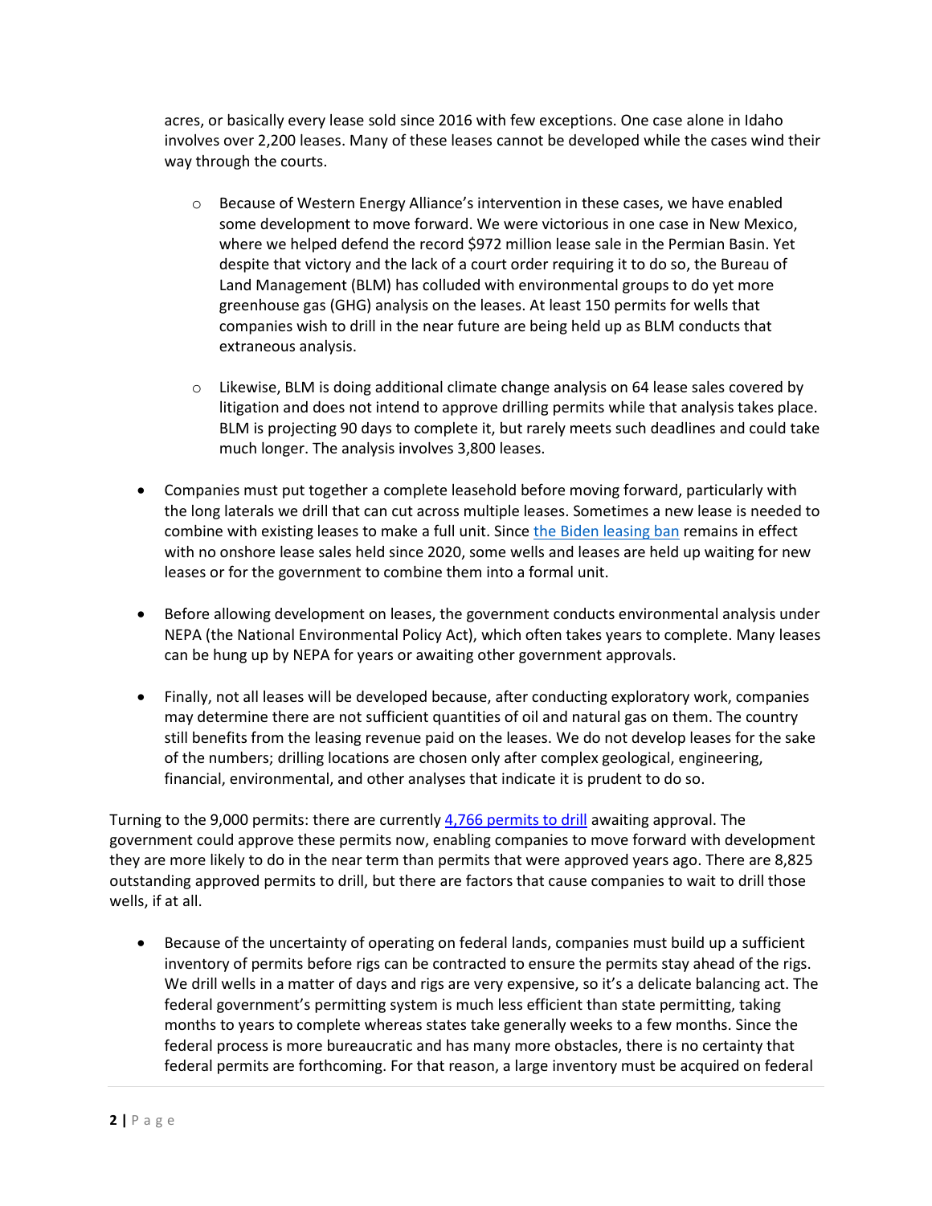acres, or basically every lease sold since 2016 with few exceptions. One case alone in Idaho involves over 2,200 leases. Many of these leases cannot be developed while the cases wind their way through the courts.

  - Because of Western Energy Alliance's intervention in these cases, we have enabled some development to move forward. We were victorious in one case in New Mexico, where we helped defend the record $972 million lease sale in the Permian Basin. Yet despite that victory and the lack of a court order requiring it to do so, the Bureau of Land Management (BLM) has colluded with environmental groups to do yet more greenhouse gas (GHG) analysis on the leases. At least 150 permits for wells that companies wish to drill in the near future are being held up as BLM conducts that extraneous analysis.
  - Likewise, BLM is doing additional climate change analysis on 64 lease sales covered by litigation and does not intend to approve drilling permits while that analysis takes place. BLM is projecting 90 days to complete it, but rarely meets such deadlines and could take much longer. The analysis involves 3,800 leases.

- Companies must put together a complete leasehold before moving forward, particularly with the long laterals we drill that can cut across multiple leases. Sometimes a new lease is needed to combine with existing leases to make a full unit. Since the Biden leasing ban remains in effect with no onshore lease sales held since 2020, some wells and leases are held up waiting for new leases or for the government to combine them into a formal unit.

- Before allowing development on leases, the government conducts environmental analysis under NEPA (the National Environmental Policy Act), which often takes years to complete. Many leases can be hung up by NEPA for years or awaiting other government approvals.

- Finally, not all leases will be developed because, after conducting exploratory work, companies may determine there are not sufficient quantities of oil and natural gas on them. The country still benefits from the leasing revenue paid on the leases. We do not develop leases for the sake of the numbers; drilling locations are chosen only after complex geological, engineering, financial, environmental, and other analyses that indicate it is prudent to do so.

Turning to the 9,000 permits: there are currently 4,766 permits to drill awaiting approval. The government could approve these permits now, enabling companies to move forward with development they are more likely to do in the near term than permits that were approved years ago. There are 8,825 outstanding approved permits to drill, but there are factors that cause companies to wait to drill those wells, if at all.

- Because of the uncertainty of operating on federal lands, companies must build up a sufficient inventory of permits before rigs can be contracted to ensure the permits stay ahead of the rigs. We drill wells in a matter of days and rigs are very expensive, so it's a delicate balancing act. The federal government's permitting system is much less efficient than state permitting, taking months to years to complete whereas states take generally weeks to a few months. Since the federal process is more bureaucratic and has many more obstacles, there is no certainty that federal permits are forthcoming. For that reason, a large inventory must be acquired on federal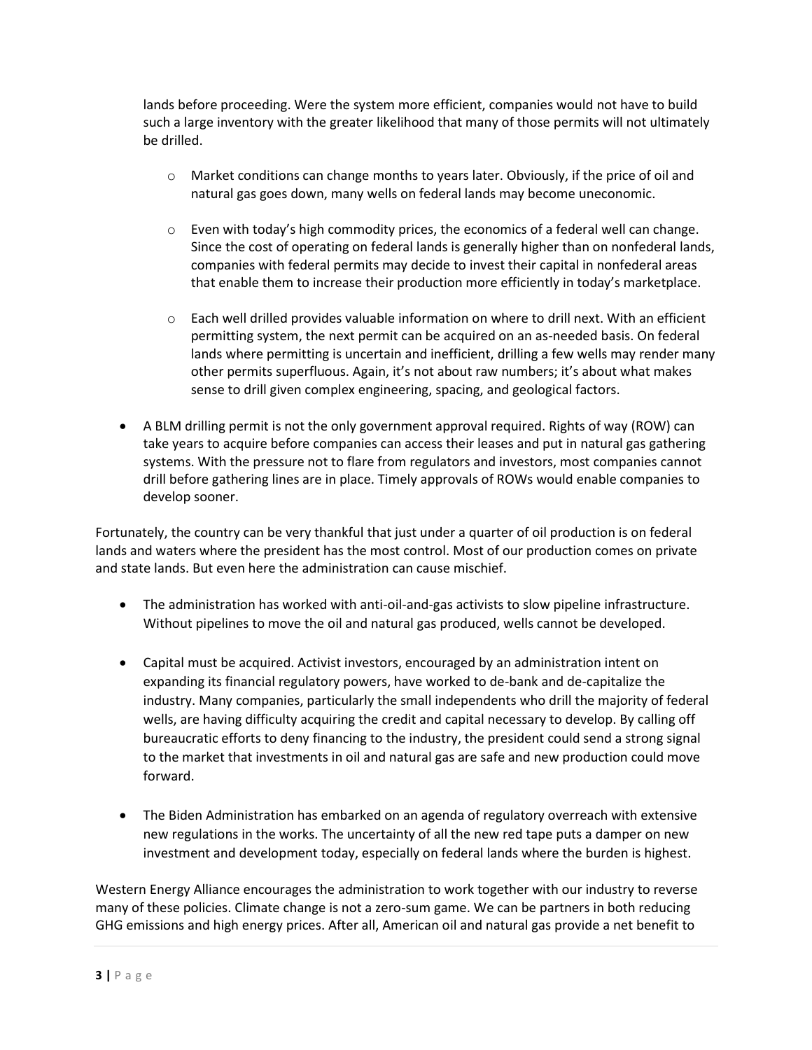lands before proceeding. Were the system more efficient, companies would not have to build such a large inventory with the greater likelihood that many of those permits will not ultimately be drilled.

  - Market conditions can change months to years later. Obviously, if the price of oil and natural gas goes down, many wells on federal lands may become uneconomic.

  - Even with today's high commodity prices, the economics of a federal well can change. Since the cost of operating on federal lands is generally higher than on nonfederal lands, companies with federal permits may decide to invest their capital in nonfederal areas that enable them to increase their production more efficiently in today's marketplace.

  - Each well drilled provides valuable information on where to drill next. With an efficient permitting system, the next permit can be acquired on an as-needed basis. On federal lands where permitting is uncertain and inefficient, drilling a few wells may render many other permits superfluous. Again, it's not about raw numbers; it's about what makes sense to drill given complex engineering, spacing, and geological factors.

- A BLM drilling permit is not the only government approval required. Rights of way (ROW) can take years to acquire before companies can access their leases and put in natural gas gathering systems. With the pressure not to flare from regulators and investors, most companies cannot drill before gathering lines are in place. Timely approvals of ROWs would enable companies to develop sooner.

Fortunately, the country can be very thankful that just under a quarter of oil production is on federal lands and waters where the president has the most control. Most of our production comes on private and state lands. But even here the administration can cause mischief.

- The administration has worked with anti-oil-and-gas activists to slow pipeline infrastructure. Without pipelines to move the oil and natural gas produced, wells cannot be developed.

- Capital must be acquired. Activist investors, encouraged by an administration intent on expanding its financial regulatory powers, have worked to de-bank and de-capitalize the industry. Many companies, particularly the small independents who drill the majority of federal wells, are having difficulty acquiring the credit and capital necessary to develop. By calling off bureaucratic efforts to deny financing to the industry, the president could send a strong signal to the market that investments in oil and natural gas are safe and new production could move forward.

- The Biden Administration has embarked on an agenda of regulatory overreach with extensive new regulations in the works. The uncertainty of all the new red tape puts a damper on new investment and development today, especially on federal lands where the burden is highest.

Western Energy Alliance encourages the administration to work together with our industry to reverse many of these policies. Climate change is not a zero-sum game. We can be partners in both reducing GHG emissions and high energy prices. After all, American oil and natural gas provide a net benefit to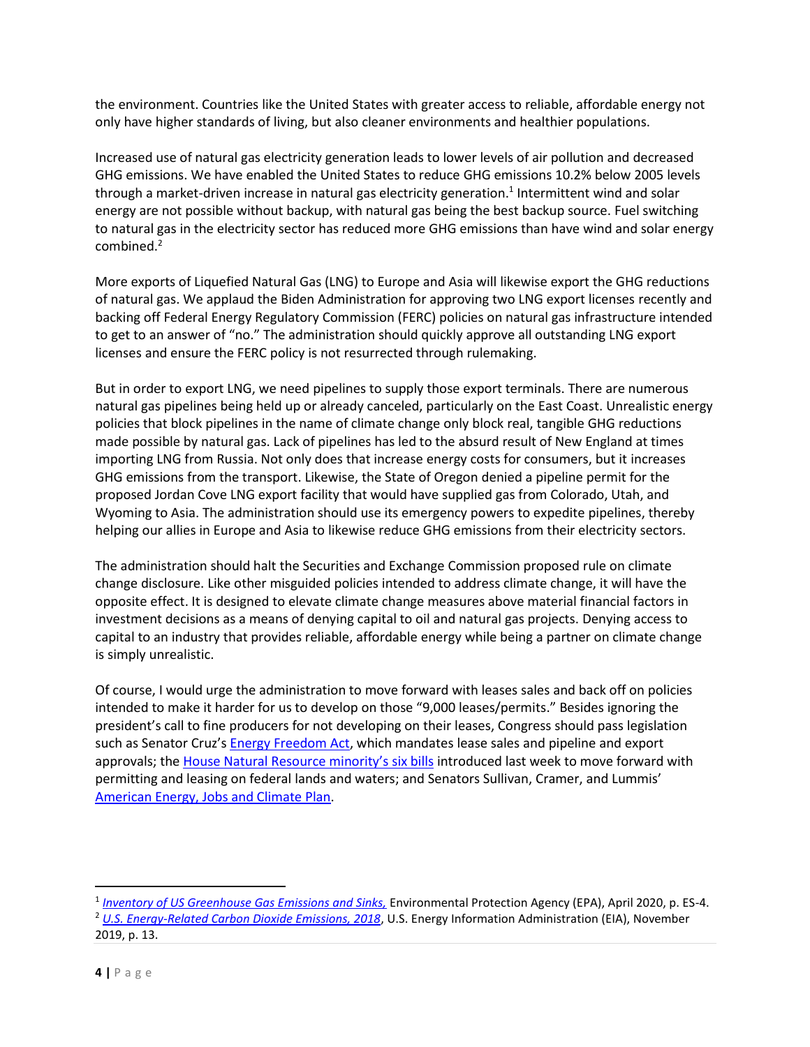the environment. Countries like the United States with greater access to reliable, affordable energy not only have higher standards of living, but also cleaner environments and healthier populations.

Increased use of natural gas electricity generation leads to lower levels of air pollution and decreased GHG emissions. We have enabled the United States to reduce GHG emissions 10.2% below 2005 levels through a market-driven increase in natural gas electricity generation.[1] Intermittent wind and solar energy are not possible without backup, with natural gas being the best backup source. Fuel switching to natural gas in the electricity sector has reduced more GHG emissions than have wind and solar energy combined.[2]

More exports of Liquefied Natural Gas (LNG) to Europe and Asia will likewise export the GHG reductions of natural gas. We applaud the Biden Administration for approving two LNG export licenses recently and backing off Federal Energy Regulatory Commission (FERC) policies on natural gas infrastructure intended to get to an answer of "no." The administration should quickly approve all outstanding LNG export licenses and ensure the FERC policy is not resurrected through rulemaking.

But in order to export LNG, we need pipelines to supply those export terminals. There are numerous natural gas pipelines being held up or already canceled, particularly on the East Coast. Unrealistic energy policies that block pipelines in the name of climate change only block real, tangible GHG reductions made possible by natural gas. Lack of pipelines has led to the absurd result of New England at times importing LNG from Russia. Not only does that increase energy costs for consumers, but it increases GHG emissions from the transport. Likewise, the State of Oregon denied a pipeline permit for the proposed Jordan Cove LNG export facility that would have supplied gas from Colorado, Utah, and Wyoming to Asia. The administration should use its emergency powers to expedite pipelines, thereby helping our allies in Europe and Asia to likewise reduce GHG emissions from their electricity sectors.

The administration should halt the Securities and Exchange Commission proposed rule on climate change disclosure. Like other misguided policies intended to address climate change, it will have the opposite effect. It is designed to elevate climate change measures above material financial factors in investment decisions as a means of denying capital to oil and natural gas projects. Denying access to capital to an industry that provides reliable, affordable energy while being a partner on climate change is simply unrealistic.

Of course, I would urge the administration to move forward with leases sales and back off on policies intended to make it harder for us to develop on those "9,000 leases/permits." Besides ignoring the president's call to fine producers for not developing on their leases, Congress should pass legislation such as Senator Cruz's Energy Freedom Act, which mandates lease sales and pipeline and export approvals; the House Natural Resource minority's six bills introduced last week to move forward with permitting and leasing on federal lands and waters; and Senators Sullivan, Cramer, and Lummis' American Energy, Jobs and Climate Plan.

---

[1] *Inventory of US Greenhouse Gas Emissions and Sinks,* Environmental Protection Agency (EPA), April 2020, p. ES-4.

[2] *U.S. Energy-Related Carbon Dioxide Emissions, 2018*, U.S. Energy Information Administration (EIA), November 2019, p. 13.